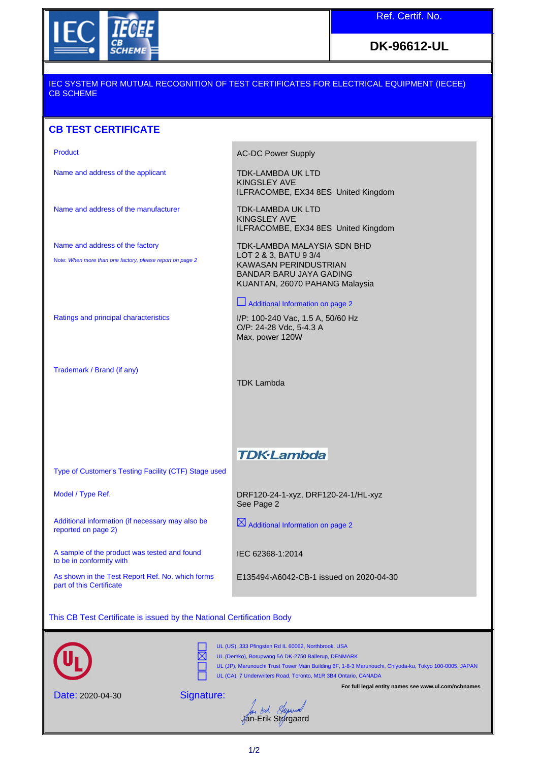IEC IECEE CB SCHEME

| Ref. Certif. No. |
| --- |
| **DK-96612-UL** |

IEC SYSTEM FOR MUTUAL RECOGNITION OF TEST CERTIFICATES FOR ELECTRICAL EQUIPMENT (IECEE) CB SCHEME

## CB TEST CERTIFICATE

| | |
| --- | --- |
| Product | AC-DC Power Supply |
| Name and address of the applicant | TDK-LAMBDA UK LTD<br>KINGSLEY AVE<br>ILFRACOMBE, EX34 8ES United Kingdom |
| Name and address of the manufacturer | TDK-LAMBDA UK LTD<br>KINGSLEY AVE<br>ILFRACOMBE, EX34 8ES United Kingdom |
| Name and address of the factory<br>Note: *When more than one factory, please report on page 2* | TDK-LAMBDA MALAYSIA SDN BHD<br>LOT 2 & 3, BATU 9 3/4<br>KAWASAN PERINDUSTRIAN<br>BANDAR BARU JAYA GADING<br>KUANTAN, 26070 PAHANG Malaysia<br>☐ Additional Information on page 2 |
| Ratings and principal characteristics | I/P: 100-240 Vac, 1.5 A, 50/60 Hz<br>O/P: 24-28 Vdc, 5-4.3 A<br>Max. power 120W |
| Trademark / Brand (if any) | TDK Lambda<br>TDK·Lambda |
| Type of Customer's Testing Facility (CTF) Stage used | |
| Model / Type Ref. | DRF120-24-1-xyz, DRF120-24-1/HL-xyz<br>See Page 2 |
| Additional information (if necessary may also be reported on page 2) | ☒ Additional Information on page 2 |
| A sample of the product was tested and found to be in conformity with | IEC 62368-1:2014 |
| As shown in the Test Report Ref. No. which forms part of this Certificate | E135494-A6042-CB-1 issued on 2020-04-30 |

This CB Test Certificate is issued by the National Certification Body

☐ UL (US), 333 Pfingsten Rd IL 60062, Northbrook, USA
☒ UL (Demko), Borupvang 5A DK-2750 Ballerup, DENMARK
☐ UL (JP), Marunouchi Trust Tower Main Building 6F, 1-8-3 Marunouchi, Chiyoda-ku, Tokyo 100-0005, JAPAN
☐ UL (CA), 7 Underwriters Road, Toronto, M1R 3B4 Ontario, CANADA

**For full legal entity names see www.ul.com/ncbnames**

Date: 2020-04-30

Signature:

Jan-Erik Storgaard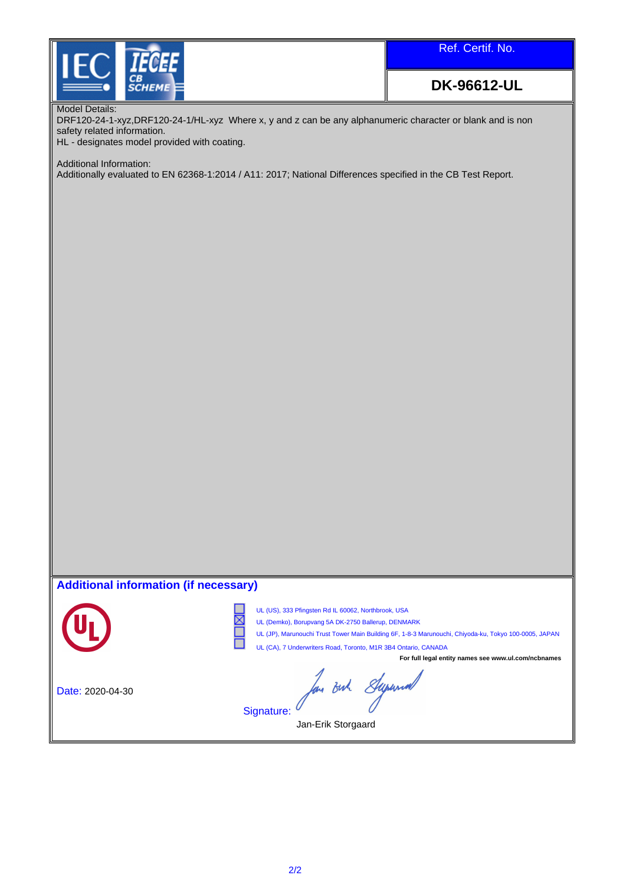Ref. Certif. No.

**DK-96612-UL**

Model Details:
DRF120-24-1-xyz,DRF120-24-1/HL-xyz Where x, y and z can be any alphanumeric character or blank and is non safety related information.
HL - designates model provided with coating.

Additional Information:
Additionally evaluated to EN 62368-1:2014 / A11: 2017; National Differences specified in the CB Test Report.

## Additional information (if necessary)

- ☐ UL (US), 333 Pfingsten Rd IL 60062, Northbrook, USA
- ☒ UL (Demko), Borupvang 5A DK-2750 Ballerup, DENMARK
- ☐ UL (JP), Marunouchi Trust Tower Main Building 6F, 1-8-3 Marunouchi, Chiyoda-ku, Tokyo 100-0005, JAPAN
- ☐ UL (CA), 7 Underwriters Road, Toronto, M1R 3B4 Ontario, CANADA

**For full legal entity names see www.ul.com/ncbnames**

Date: 2020-04-30

Signature:

Jan-Erik Storgaard